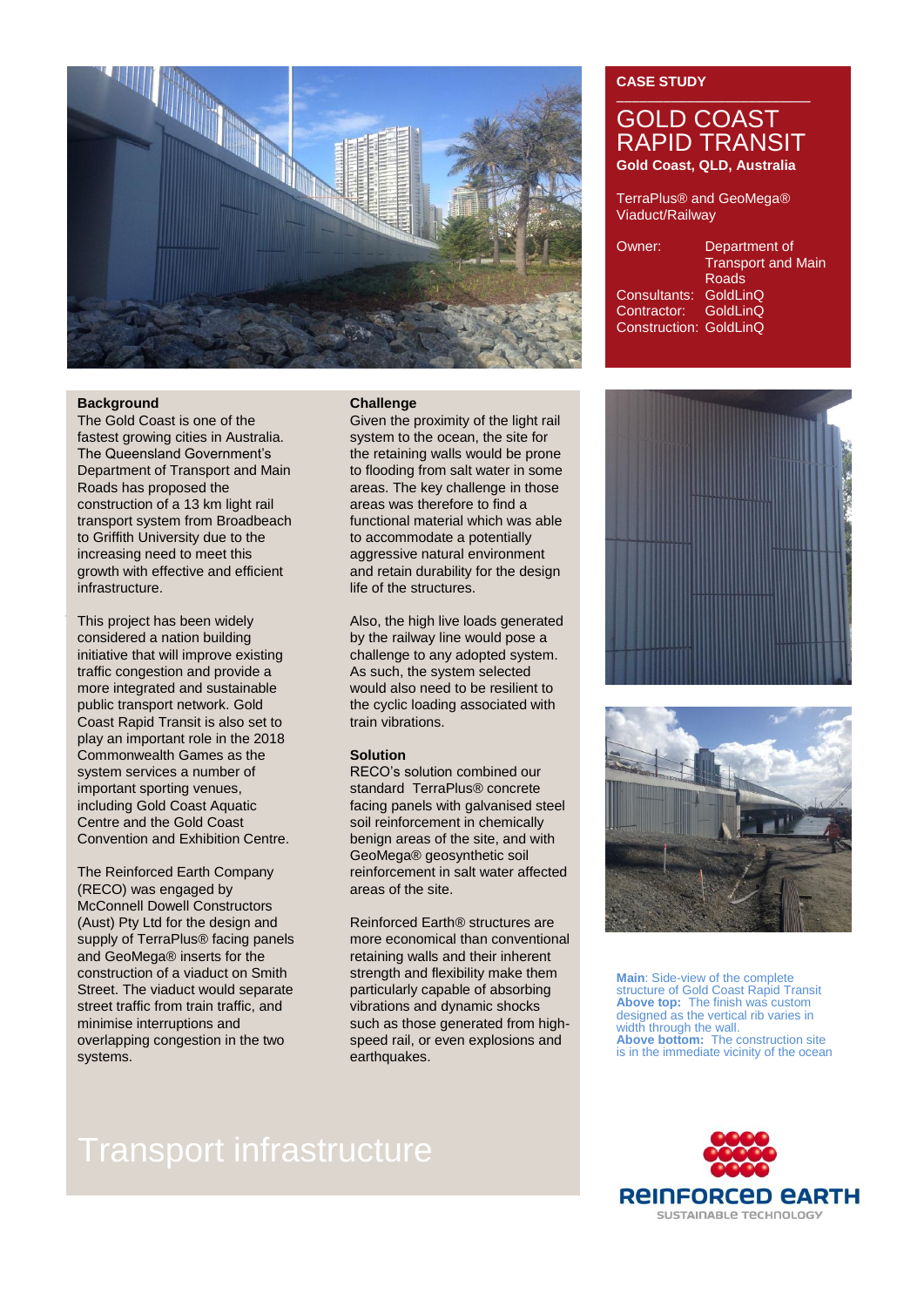**CASE STUDY**

# GOLD COAST RAPID TRANSIT

**Gold Coast, QLD, Australia**

TerraPlus® and GeoMega®
Viaduct/Railway

| | |
|---|---|
| Owner: | Department of Transport and Main Roads |
| Consultants: | GoldLinQ |
| Contractor: | GoldLinQ |
| Construction: | GoldLinQ |

### Background

The Gold Coast is one of the fastest growing cities in Australia. The Queensland Government's Department of Transport and Main Roads has proposed the construction of a 13 km light rail transport system from Broadbeach to Griffith University due to the increasing need to meet this growth with effective and efficient infrastructure.

This project has been widely considered a nation building initiative that will improve existing traffic congestion and provide a more integrated and sustainable public transport network. Gold Coast Rapid Transit is also set to play an important role in the 2018 Commonwealth Games as the system services a number of important sporting venues, including Gold Coast Aquatic Centre and the Gold Coast Convention and Exhibition Centre.

The Reinforced Earth Company (RECO) was engaged by McConnell Dowell Constructors (Aust) Pty Ltd for the design and supply of TerraPlus® facing panels and GeoMega® inserts for the construction of a viaduct on Smith Street. The viaduct would separate street traffic from train traffic, and minimise interruptions and overlapping congestion in the two systems.

### Challenge

Given the proximity of the light rail system to the ocean, the site for the retaining walls would be prone to flooding from salt water in some areas. The key challenge in those areas was therefore to find a functional material which was able to accommodate a potentially aggressive natural environment and retain durability for the design life of the structures.

Also, the high live loads generated by the railway line would pose a challenge to any adopted system. As such, the system selected would also need to be resilient to the cyclic loading associated with train vibrations.

### Solution

RECO's solution combined our standard TerraPlus® concrete facing panels with galvanised steel soil reinforcement in chemically benign areas of the site, and with GeoMega® geosynthetic soil reinforcement in salt water affected areas of the site.

Reinforced Earth® structures are more economical than conventional retaining walls and their inherent strength and flexibility make them particularly capable of absorbing vibrations and dynamic shocks such as those generated from high-speed rail, or even explosions and earthquakes.

**Main**: Side-view of the complete structure of Gold Coast Rapid Transit
**Above top:** The finish was custom designed as the vertical rib varies in width through the wall.
**Above bottom:** The construction site is in the immediate vicinity of the ocean

## Transport infrastructure

REINFORCED EARTH
SUSTAINABLE TECHNOLOGY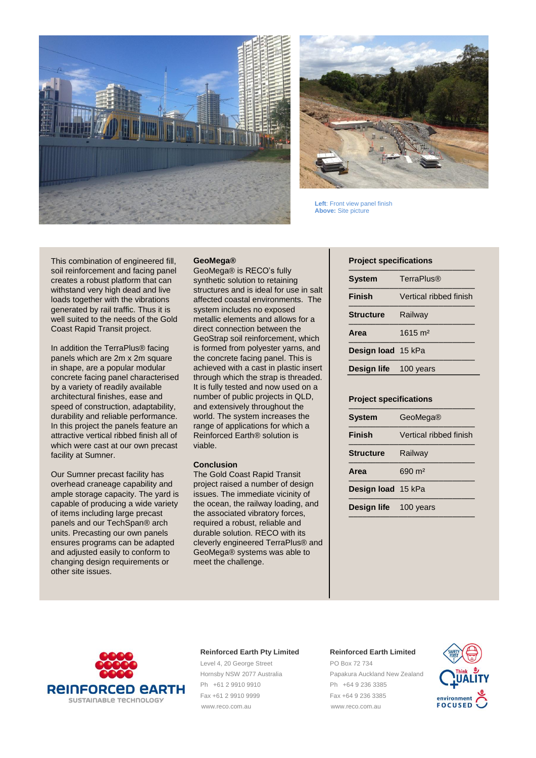**Left**: Front view panel finish
**Above:** Site picture

This combination of engineered fill, soil reinforcement and facing panel creates a robust platform that can withstand very high dead and live loads together with the vibrations generated by rail traffic. Thus it is well suited to the needs of the Gold Coast Rapid Transit project.

In addition the TerraPlus® facing panels which are 2m x 2m square in shape, are a popular modular concrete facing panel characterised by a variety of readily available architectural finishes, ease and speed of construction, adaptability, durability and reliable performance. In this project the panels feature an attractive vertical ribbed finish all of which were cast at our own precast facility at Sumner.

Our Sumner precast facility has overhead craneage capability and ample storage capacity. The yard is capable of producing a wide variety of items including large precast panels and our TechSpan® arch units. Precasting our own panels ensures programs can be adapted and adjusted easily to conform to changing design requirements or other site issues.

**GeoMega®**

GeoMega® is RECO's fully synthetic solution to retaining structures and is ideal for use in salt affected coastal environments. The system includes no exposed metallic elements and allows for a direct connection between the GeoStrap soil reinforcement, which is formed from polyester yarns, and the concrete facing panel. This is achieved with a cast in plastic insert through which the strap is threaded. It is fully tested and now used on a number of public projects in QLD, and extensively throughout the world. The system increases the range of applications for which a Reinforced Earth® solution is viable.

**Conclusion**

The Gold Coast Rapid Transit project raised a number of design issues. The immediate vicinity of the ocean, the railway loading, and the associated vibratory forces, required a robust, reliable and durable solution. RECO with its cleverly engineered TerraPlus® and GeoMega® systems was able to meet the challenge.

**Project specifications**

| | |
|---|---|
| **System** | TerraPlus® |
| **Finish** | Vertical ribbed finish |
| **Structure** | Railway |
| **Area** | 1615 m² |
| **Design load** | 15 kPa |
| **Design life** | 100 years |

**Project specifications**

| | |
|---|---|
| **System** | GeoMega® |
| **Finish** | Vertical ribbed finish |
| **Structure** | Railway |
| **Area** | 690 m² |
| **Design load** | 15 kPa |
| **Design life** | 100 years |

REINFORCED EARTH
SUSTAINABLE TECHNOLOGY

**Reinforced Earth Pty Limited**
Level 4, 20 George Street
Hornsby NSW 2077 Australia
Ph +61 2 9910 9910
Fax +61 2 9910 9999
www.reco.com.au

**Reinforced Earth Limited**
PO Box 72 734
Papakura Auckland New Zealand
Ph +64 9 236 3385
Fax +64 9 236 3385
www.reco.com.au

SAFETY FIRST
Think QUALITY
environment FOCUSED